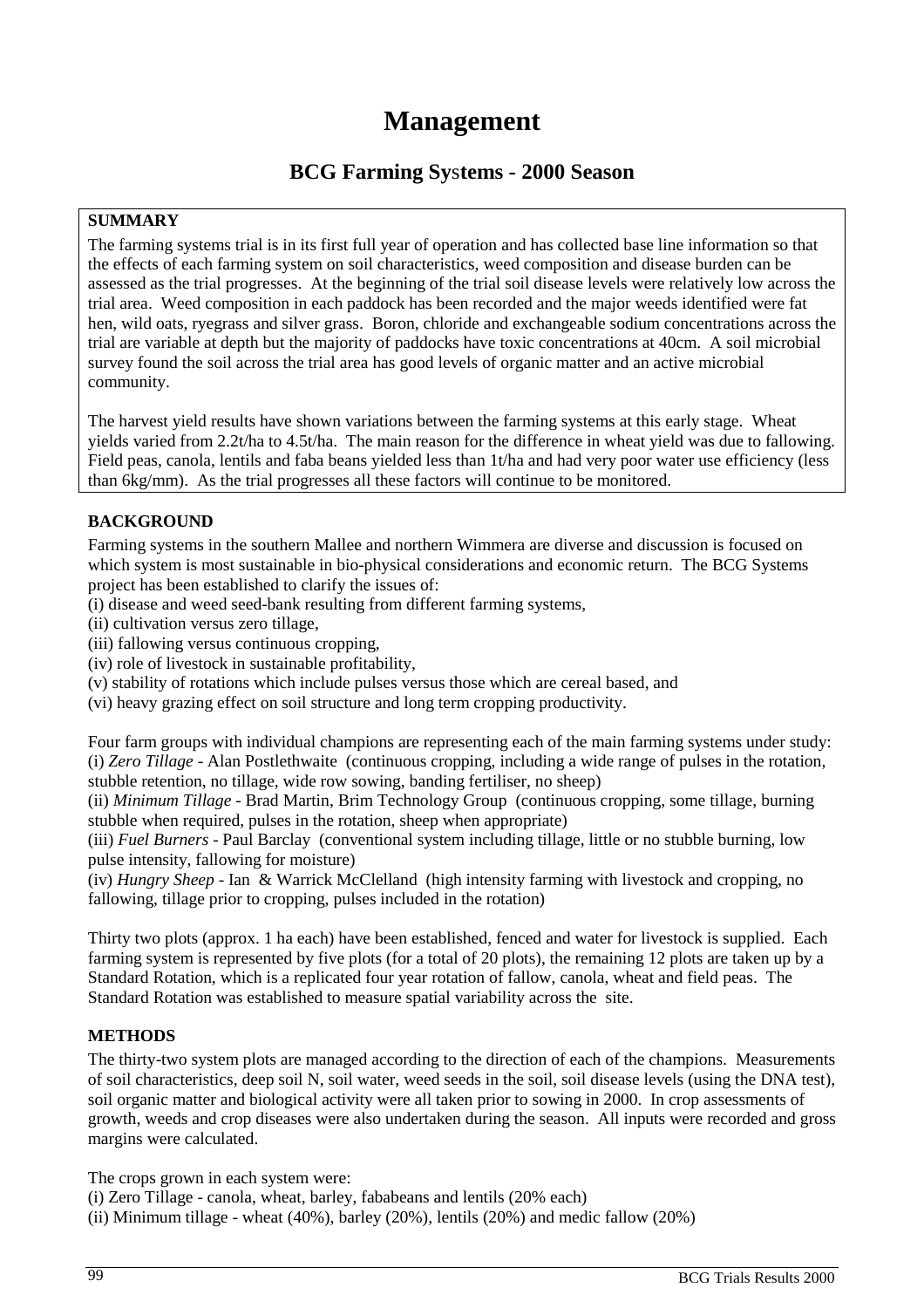# Management

## BCG Farming Systems - 2000 Season

**SUMMARY**

The farming systems trial is in its first full year of operation and has collected base line information so that the effects of each farming system on soil characteristics, weed composition and disease burden can be assessed as the trial progresses. At the beginning of the trial soil disease levels were relatively low across the trial area. Weed composition in each paddock has been recorded and the major weeds identified were fat hen, wild oats, ryegrass and silver grass. Boron, chloride and exchangeable sodium concentrations across the trial are variable at depth but the majority of paddocks have toxic concentrations at 40cm. A soil microbial survey found the soil across the trial area has good levels of organic matter and an active microbial community.

The harvest yield results have shown variations between the farming systems at this early stage. Wheat yields varied from 2.2t/ha to 4.5t/ha. The main reason for the difference in wheat yield was due to fallowing. Field peas, canola, lentils and faba beans yielded less than 1t/ha and had very poor water use efficiency (less than 6kg/mm). As the trial progresses all these factors will continue to be monitored.

**BACKGROUND**

Farming systems in the southern Mallee and northern Wimmera are diverse and discussion is focused on which system is most sustainable in bio-physical considerations and economic return. The BCG Systems project has been established to clarify the issues of:

(i) disease and weed seed-bank resulting from different farming systems,
(ii) cultivation versus zero tillage,
(iii) fallowing versus continuous cropping,
(iv) role of livestock in sustainable profitability,
(v) stability of rotations which include pulses versus those which are cereal based, and
(vi) heavy grazing effect on soil structure and long term cropping productivity.

Four farm groups with individual champions are representing each of the main farming systems under study:
(i) *Zero Tillage* - Alan Postlethwaite (continuous cropping, including a wide range of pulses in the rotation, stubble retention, no tillage, wide row sowing, banding fertiliser, no sheep)
(ii) *Minimum Tillage* - Brad Martin, Brim Technology Group (continuous cropping, some tillage, burning stubble when required, pulses in the rotation, sheep when appropriate)
(iii) *Fuel Burners* - Paul Barclay (conventional system including tillage, little or no stubble burning, low pulse intensity, fallowing for moisture)
(iv) *Hungry Sheep* - Ian & Warrick McClelland (high intensity farming with livestock and cropping, no fallowing, tillage prior to cropping, pulses included in the rotation)

Thirty two plots (approx. 1 ha each) have been established, fenced and water for livestock is supplied. Each farming system is represented by five plots (for a total of 20 plots), the remaining 12 plots are taken up by a Standard Rotation, which is a replicated four year rotation of fallow, canola, wheat and field peas. The Standard Rotation was established to measure spatial variability across the site.

**METHODS**

The thirty-two system plots are managed according to the direction of each of the champions. Measurements of soil characteristics, deep soil N, soil water, weed seeds in the soil, soil disease levels (using the DNA test), soil organic matter and biological activity were all taken prior to sowing in 2000. In crop assessments of growth, weeds and crop diseases were also undertaken during the season. All inputs were recorded and gross margins were calculated.

The crops grown in each system were:
(i) Zero Tillage - canola, wheat, barley, fababeans and lentils (20% each)
(ii) Minimum tillage - wheat (40%), barley (20%), lentils (20%) and medic fallow (20%)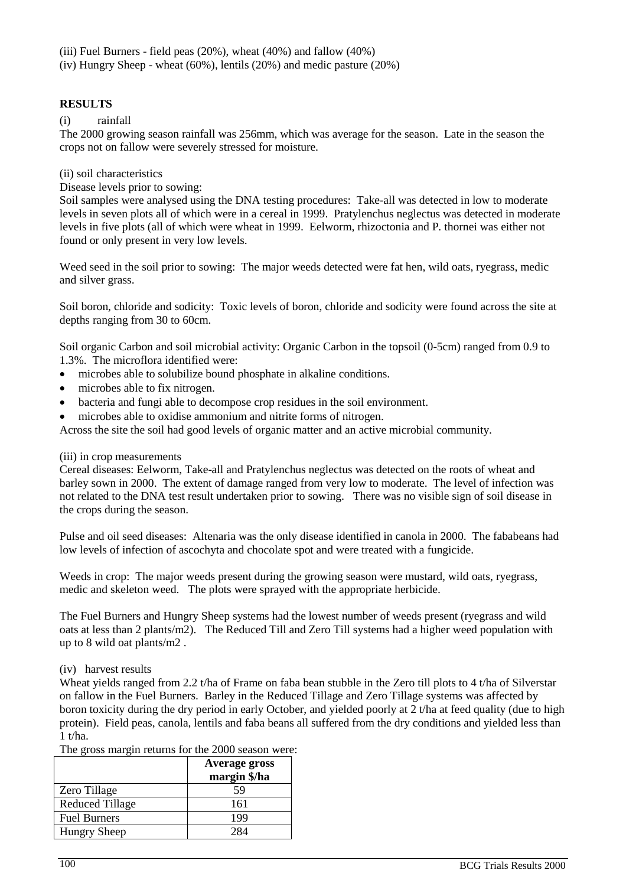(iii) Fuel Burners - field peas (20%), wheat (40%) and fallow (40%)
(iv) Hungry Sheep - wheat (60%), lentils (20%) and medic pasture (20%)

## RESULTS

(i) rainfall

The 2000 growing season rainfall was 256mm, which was average for the season. Late in the season the crops not on fallow were severely stressed for moisture.

(ii) soil characteristics

Disease levels prior to sowing:
Soil samples were analysed using the DNA testing procedures: Take-all was detected in low to moderate levels in seven plots all of which were in a cereal in 1999. Pratylenchus neglectus was detected in moderate levels in five plots (all of which were wheat in 1999. Eelworm, rhizoctonia and P. thornei was either not found or only present in very low levels.

Weed seed in the soil prior to sowing: The major weeds detected were fat hen, wild oats, ryegrass, medic and silver grass.

Soil boron, chloride and sodicity: Toxic levels of boron, chloride and sodicity were found across the site at depths ranging from 30 to 60cm.

Soil organic Carbon and soil microbial activity: Organic Carbon in the topsoil (0-5cm) ranged from 0.9 to 1.3%. The microflora identified were:

- microbes able to solubilize bound phosphate in alkaline conditions.
- microbes able to fix nitrogen.
- bacteria and fungi able to decompose crop residues in the soil environment.
- microbes able to oxidise ammonium and nitrite forms of nitrogen.

Across the site the soil had good levels of organic matter and an active microbial community.

(iii) in crop measurements

Cereal diseases: Eelworm, Take-all and Pratylenchus neglectus was detected on the roots of wheat and barley sown in 2000. The extent of damage ranged from very low to moderate. The level of infection was not related to the DNA test result undertaken prior to sowing. There was no visible sign of soil disease in the crops during the season.

Pulse and oil seed diseases: Altenaria was the only disease identified in canola in 2000. The fababeans had low levels of infection of ascochyta and chocolate spot and were treated with a fungicide.

Weeds in crop: The major weeds present during the growing season were mustard, wild oats, ryegrass, medic and skeleton weed. The plots were sprayed with the appropriate herbicide.

The Fuel Burners and Hungry Sheep systems had the lowest number of weeds present (ryegrass and wild oats at less than 2 plants/m2). The Reduced Till and Zero Till systems had a higher weed population with up to 8 wild oat plants/m2 .

(iv) harvest results

Wheat yields ranged from 2.2 t/ha of Frame on faba bean stubble in the Zero till plots to 4 t/ha of Silverstar on fallow in the Fuel Burners. Barley in the Reduced Tillage and Zero Tillage systems was affected by boron toxicity during the dry period in early October, and yielded poorly at 2 t/ha at feed quality (due to high protein). Field peas, canola, lentils and faba beans all suffered from the dry conditions and yielded less than 1 t/ha.

The gross margin returns for the 2000 season were:

| | **Average gross margin $/ha** |
|---|---|
| Zero Tillage | 59 |
| Reduced Tillage | 161 |
| Fuel Burners | 199 |
| Hungry Sheep | 284 |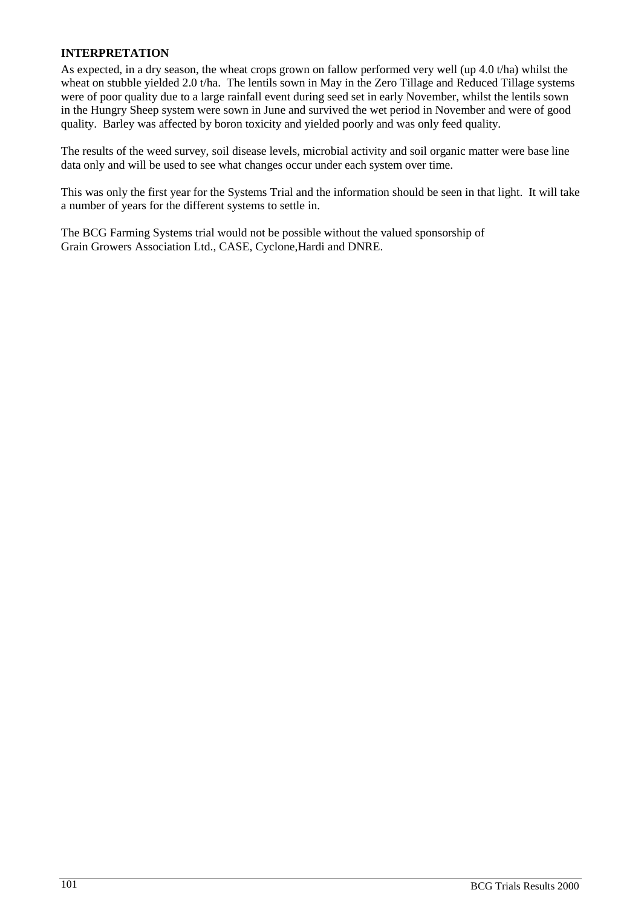## INTERPRETATION

As expected, in a dry season, the wheat crops grown on fallow performed very well (up 4.0 t/ha) whilst the wheat on stubble yielded 2.0 t/ha. The lentils sown in May in the Zero Tillage and Reduced Tillage systems were of poor quality due to a large rainfall event during seed set in early November, whilst the lentils sown in the Hungry Sheep system were sown in June and survived the wet period in November and were of good quality. Barley was affected by boron toxicity and yielded poorly and was only feed quality.

The results of the weed survey, soil disease levels, microbial activity and soil organic matter were base line data only and will be used to see what changes occur under each system over time.

This was only the first year for the Systems Trial and the information should be seen in that light. It will take a number of years for the different systems to settle in.

The BCG Farming Systems trial would not be possible without the valued sponsorship of Grain Growers Association Ltd., CASE, Cyclone,Hardi and DNRE.